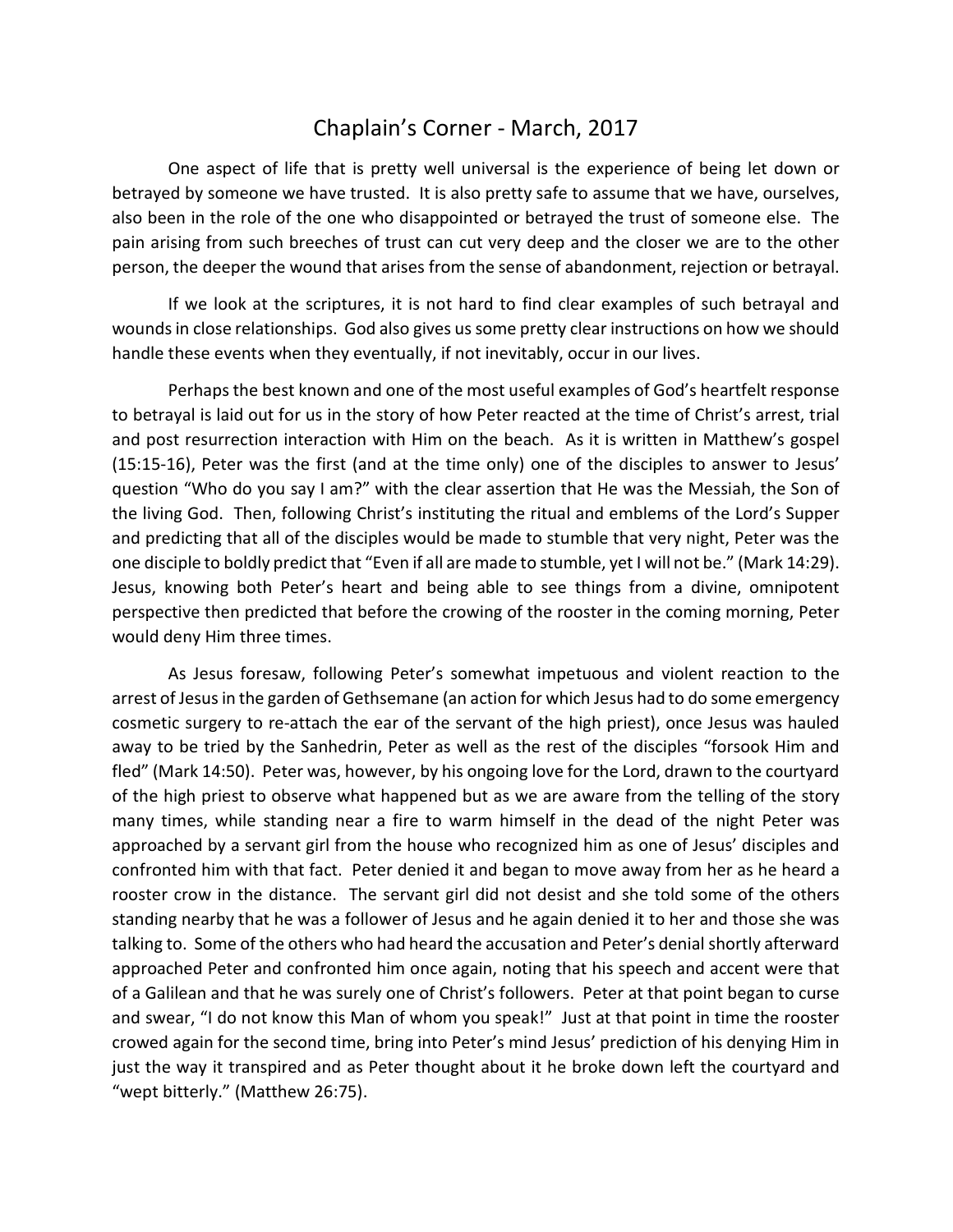# Chaplain's Corner - March, 2017

One aspect of life that is pretty well universal is the experience of being let down or betrayed by someone we have trusted. It is also pretty safe to assume that we have, ourselves, also been in the role of the one who disappointed or betrayed the trust of someone else. The pain arising from such breeches of trust can cut very deep and the closer we are to the other person, the deeper the wound that arises from the sense of abandonment, rejection or betrayal.

If we look at the scriptures, it is not hard to find clear examples of such betrayal and wounds in close relationships. God also gives us some pretty clear instructions on how we should handle these events when they eventually, if not inevitably, occur in our lives.

Perhaps the best known and one of the most useful examples of God's heartfelt response to betrayal is laid out for us in the story of how Peter reacted at the time of Christ's arrest, trial and post resurrection interaction with Him on the beach. As it is written in Matthew's gospel (15:15-16), Peter was the first (and at the time only) one of the disciples to answer to Jesus' question "Who do you say I am?" with the clear assertion that He was the Messiah, the Son of the living God. Then, following Christ's instituting the ritual and emblems of the Lord's Supper and predicting that all of the disciples would be made to stumble that very night, Peter was the one disciple to boldly predict that "Even if all are made to stumble, yet I will not be." (Mark 14:29). Jesus, knowing both Peter's heart and being able to see things from a divine, omnipotent perspective then predicted that before the crowing of the rooster in the coming morning, Peter would deny Him three times.

As Jesus foresaw, following Peter's somewhat impetuous and violent reaction to the arrest of Jesus in the garden of Gethsemane (an action for which Jesus had to do some emergency cosmetic surgery to re-attach the ear of the servant of the high priest), once Jesus was hauled away to be tried by the Sanhedrin, Peter as well as the rest of the disciples "forsook Him and fled" (Mark 14:50). Peter was, however, by his ongoing love for the Lord, drawn to the courtyard of the high priest to observe what happened but as we are aware from the telling of the story many times, while standing near a fire to warm himself in the dead of the night Peter was approached by a servant girl from the house who recognized him as one of Jesus' disciples and confronted him with that fact. Peter denied it and began to move away from her as he heard a rooster crow in the distance. The servant girl did not desist and she told some of the others standing nearby that he was a follower of Jesus and he again denied it to her and those she was talking to. Some of the others who had heard the accusation and Peter's denial shortly afterward approached Peter and confronted him once again, noting that his speech and accent were that of a Galilean and that he was surely one of Christ's followers. Peter at that point began to curse and swear, "I do not know this Man of whom you speak!" Just at that point in time the rooster crowed again for the second time, bring into Peter's mind Jesus' prediction of his denying Him in just the way it transpired and as Peter thought about it he broke down left the courtyard and "wept bitterly." (Matthew 26:75).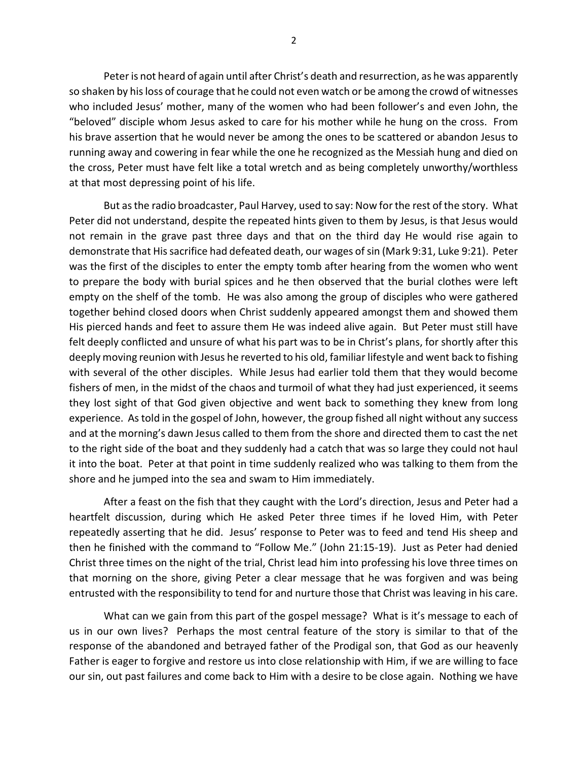Peter is not heard of again until after Christ's death and resurrection, as he was apparently so shaken by his loss of courage that he could not even watch or be among the crowd of witnesses who included Jesus' mother, many of the women who had been follower's and even John, the "beloved" disciple whom Jesus asked to care for his mother while he hung on the cross. From his brave assertion that he would never be among the ones to be scattered or abandon Jesus to running away and cowering in fear while the one he recognized as the Messiah hung and died on the cross, Peter must have felt like a total wretch and as being completely unworthy/worthless at that most depressing point of his life.

But as the radio broadcaster, Paul Harvey, used to say: Now for the rest of the story. What Peter did not understand, despite the repeated hints given to them by Jesus, is that Jesus would not remain in the grave past three days and that on the third day He would rise again to demonstrate that His sacrifice had defeated death, our wages of sin (Mark 9:31, Luke 9:21). Peter was the first of the disciples to enter the empty tomb after hearing from the women who went to prepare the body with burial spices and he then observed that the burial clothes were left empty on the shelf of the tomb. He was also among the group of disciples who were gathered together behind closed doors when Christ suddenly appeared amongst them and showed them His pierced hands and feet to assure them He was indeed alive again. But Peter must still have felt deeply conflicted and unsure of what his part was to be in Christ's plans, for shortly after this deeply moving reunion with Jesus he reverted to his old, familiar lifestyle and went back to fishing with several of the other disciples. While Jesus had earlier told them that they would become fishers of men, in the midst of the chaos and turmoil of what they had just experienced, it seems they lost sight of that God given objective and went back to something they knew from long experience. As told in the gospel of John, however, the group fished all night without any success and at the morning's dawn Jesus called to them from the shore and directed them to cast the net to the right side of the boat and they suddenly had a catch that was so large they could not haul it into the boat. Peter at that point in time suddenly realized who was talking to them from the shore and he jumped into the sea and swam to Him immediately.

After a feast on the fish that they caught with the Lord's direction, Jesus and Peter had a heartfelt discussion, during which He asked Peter three times if he loved Him, with Peter repeatedly asserting that he did. Jesus' response to Peter was to feed and tend His sheep and then he finished with the command to "Follow Me." (John 21:15-19). Just as Peter had denied Christ three times on the night of the trial, Christ lead him into professing his love three times on that morning on the shore, giving Peter a clear message that he was forgiven and was being entrusted with the responsibility to tend for and nurture those that Christ was leaving in his care.

What can we gain from this part of the gospel message? What is it's message to each of us in our own lives? Perhaps the most central feature of the story is similar to that of the response of the abandoned and betrayed father of the Prodigal son, that God as our heavenly Father is eager to forgive and restore us into close relationship with Him, if we are willing to face our sin, out past failures and come back to Him with a desire to be close again. Nothing we have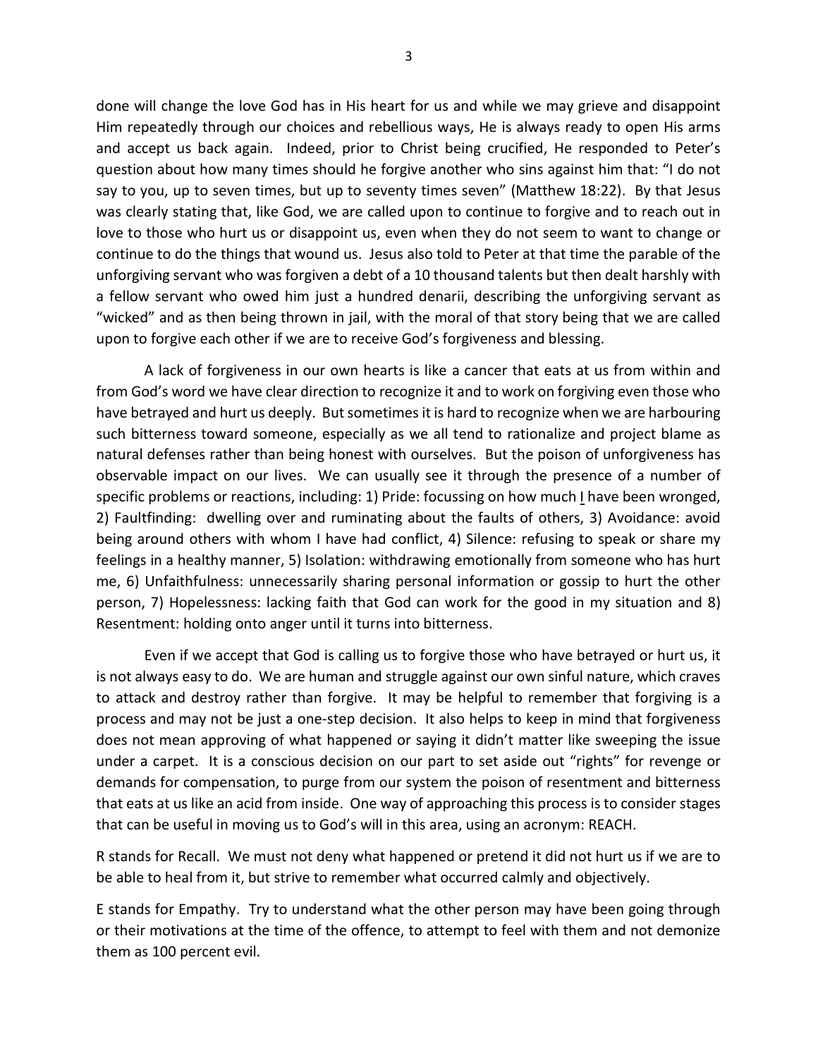done will change the love God has in His heart for us and while we may grieve and disappoint Him repeatedly through our choices and rebellious ways, He is always ready to open His arms and accept us back again. Indeed, prior to Christ being crucified, He responded to Peter's question about how many times should he forgive another who sins against him that: "I do not say to you, up to seven times, but up to seventy times seven" (Matthew 18:22). By that Jesus was clearly stating that, like God, we are called upon to continue to forgive and to reach out in love to those who hurt us or disappoint us, even when they do not seem to want to change or continue to do the things that wound us. Jesus also told to Peter at that time the parable of the unforgiving servant who was forgiven a debt of a 10 thousand talents but then dealt harshly with a fellow servant who owed him just a hundred denarii, describing the unforgiving servant as "wicked" and as then being thrown in jail, with the moral of that story being that we are called upon to forgive each other if we are to receive God's forgiveness and blessing.

A lack of forgiveness in our own hearts is like a cancer that eats at us from within and from God's word we have clear direction to recognize it and to work on forgiving even those who have betrayed and hurt us deeply. But sometimes it is hard to recognize when we are harbouring such bitterness toward someone, especially as we all tend to rationalize and project blame as natural defenses rather than being honest with ourselves. But the poison of unforgiveness has observable impact on our lives. We can usually see it through the presence of a number of specific problems or reactions, including: 1) Pride: focussing on how much <u>I</u> have been wronged, 2) Faultfinding: dwelling over and ruminating about the faults of others, 3) Avoidance: avoid being around others with whom I have had conflict, 4) Silence: refusing to speak or share my feelings in a healthy manner, 5) Isolation: withdrawing emotionally from someone who has hurt me, 6) Unfaithfulness: unnecessarily sharing personal information or gossip to hurt the other person, 7) Hopelessness: lacking faith that God can work for the good in my situation and 8) Resentment: holding onto anger until it turns into bitterness.

Even if we accept that God is calling us to forgive those who have betrayed or hurt us, it is not always easy to do. We are human and struggle against our own sinful nature, which craves to attack and destroy rather than forgive. It may be helpful to remember that forgiving is a process and may not be just a one-step decision. It also helps to keep in mind that forgiveness does not mean approving of what happened or saying it didn't matter like sweeping the issue under a carpet. It is a conscious decision on our part to set aside out "rights" for revenge or demands for compensation, to purge from our system the poison of resentment and bitterness that eats at us like an acid from inside. One way of approaching this process is to consider stages that can be useful in moving us to God's will in this area, using an acronym: REACH.

R stands for Recall. We must not deny what happened or pretend it did not hurt us if we are to be able to heal from it, but strive to remember what occurred calmly and objectively.

E stands for Empathy. Try to understand what the other person may have been going through or their motivations at the time of the offence, to attempt to feel with them and not demonize them as 100 percent evil.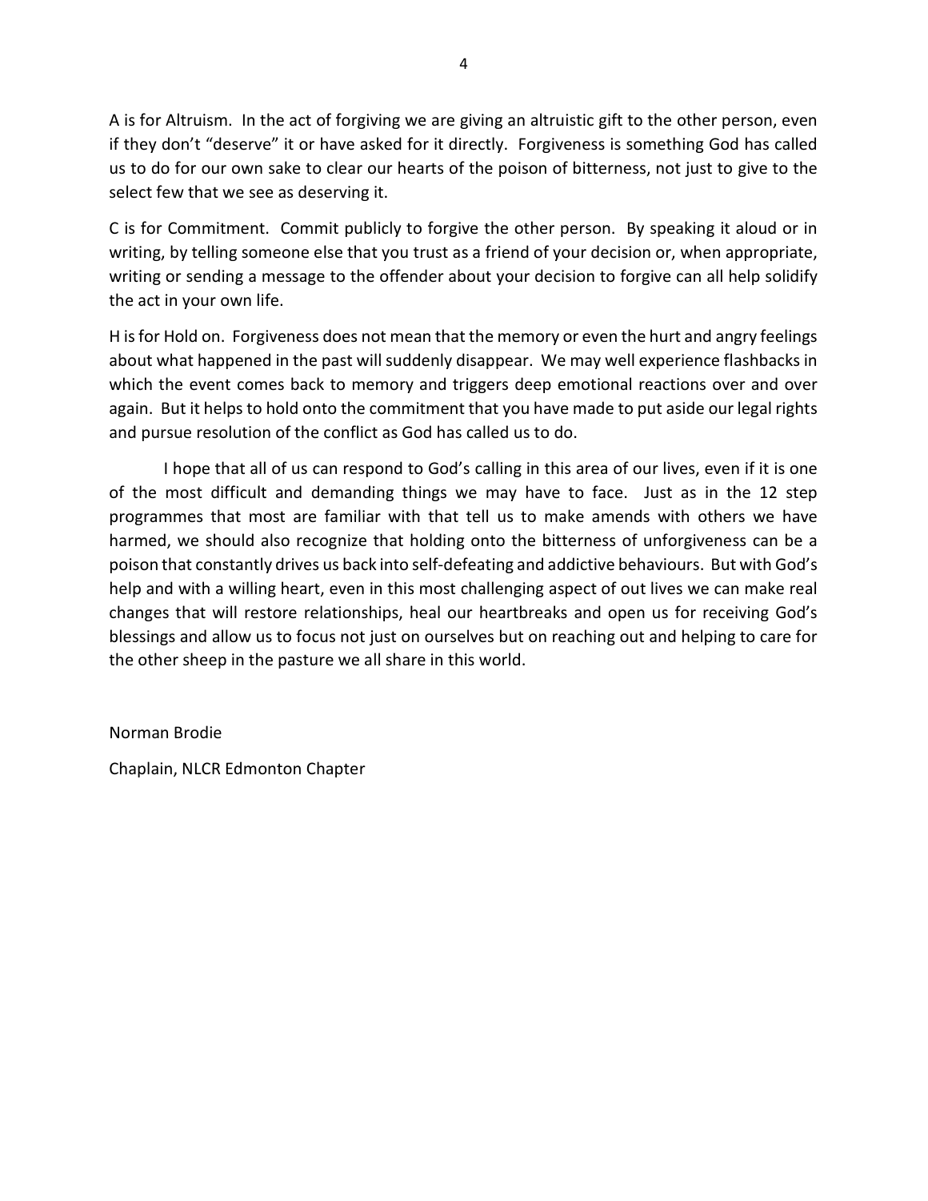A is for Altruism. In the act of forgiving we are giving an altruistic gift to the other person, even if they don't "deserve" it or have asked for it directly. Forgiveness is something God has called us to do for our own sake to clear our hearts of the poison of bitterness, not just to give to the select few that we see as deserving it.

C is for Commitment. Commit publicly to forgive the other person. By speaking it aloud or in writing, by telling someone else that you trust as a friend of your decision or, when appropriate, writing or sending a message to the offender about your decision to forgive can all help solidify the act in your own life.

H is for Hold on. Forgiveness does not mean that the memory or even the hurt and angry feelings about what happened in the past will suddenly disappear. We may well experience flashbacks in which the event comes back to memory and triggers deep emotional reactions over and over again. But it helps to hold onto the commitment that you have made to put aside our legal rights and pursue resolution of the conflict as God has called us to do.

I hope that all of us can respond to God's calling in this area of our lives, even if it is one of the most difficult and demanding things we may have to face. Just as in the 12 step programmes that most are familiar with that tell us to make amends with others we have harmed, we should also recognize that holding onto the bitterness of unforgiveness can be a poison that constantly drives us back into self-defeating and addictive behaviours. But with God's help and with a willing heart, even in this most challenging aspect of out lives we can make real changes that will restore relationships, heal our heartbreaks and open us for receiving God's blessings and allow us to focus not just on ourselves but on reaching out and helping to care for the other sheep in the pasture we all share in this world.

Norman Brodie

Chaplain, NLCR Edmonton Chapter